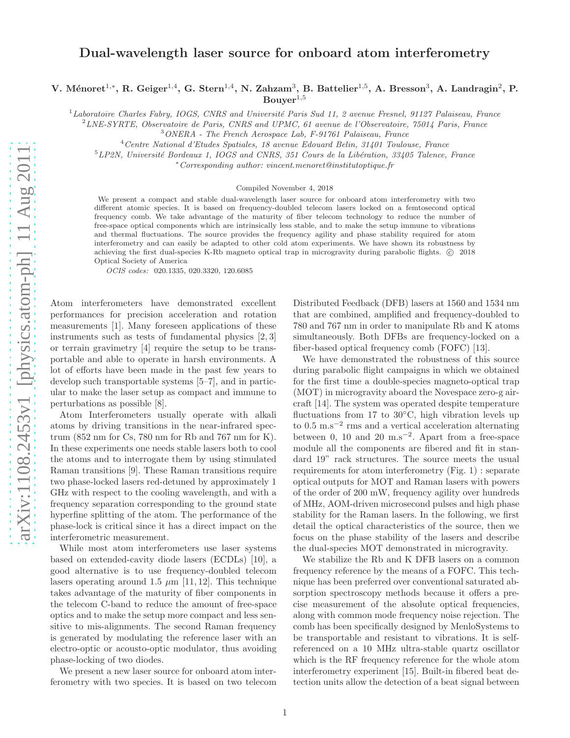# Dual-wavelength laser source for onboard atom interferometry

**V. Ménoret**[1,*], **R. Geiger**[1,4], **G. Stern**[1,4], **N. Zahzam**[3], **B. Battelier**[1,5], **A. Bresson**[3], **A. Landragin**[2], **P. Bouyer**[1,5]

[1] *Laboratoire Charles Fabry, IOGS, CNRS and Université Paris Sud 11, 2 avenue Fresnel, 91127 Palaiseau, France*

[2] *LNE-SYRTE, Observatoire de Paris, CNRS and UPMC, 61 avenue de l'Observatoire, 75014 Paris, France*

[3] *ONERA - The French Aerospace Lab, F-91761 Palaiseau, France*

[4] *Centre National d'Etudes Spatiales, 18 avenue Edouard Belin, 31401 Toulouse, France*

[5] *LP2N, Université Bordeaux 1, IOGS and CNRS, 351 Cours de la Libération, 33405 Talence, France*

[*] *Corresponding author: vincent.menoret@institutoptique.fr*

Compiled November 4, 2018

We present a compact and stable dual-wavelength laser source for onboard atom interferometry with two different atomic species. It is based on frequency-doubled telecom lasers locked on a femtosecond optical frequency comb. We take advantage of the maturity of fiber telecom technology to reduce the number of free-space optical components which are intrinsically less stable, and to make the setup immune to vibrations and thermal fluctuations. The source provides the frequency agility and phase stability required for atom interferometry and can easily be adapted to other cold atom experiments. We have shown its robustness by achieving the first dual-species K-Rb magneto optical trap in microgravity during parabolic flights. © 2018 Optical Society of America

*OCIS codes:* 020.1335, 020.3320, 120.6085

Atom interferometers have demonstrated excellent performances for precision acceleration and rotation measurements [1]. Many foreseen applications of these instruments such as tests of fundamental physics [2, 3] or terrain gravimetry [4] require the setup to be transportable and able to operate in harsh environments. A lot of efforts have been made in the past few years to develop such transportable systems [5–7], and in particular to make the laser setup as compact and immune to perturbations as possible [8].

Atom Interferometers usually operate with alkali atoms by driving transitions in the near-infrared spectrum (852 nm for Cs, 780 nm for Rb and 767 nm for K). In these experiments one needs stable lasers both to cool the atoms and to interrogate them by using stimulated Raman transitions [9]. These Raman transitions require two phase-locked lasers red-detuned by approximately 1 GHz with respect to the cooling wavelength, and with a frequency separation corresponding to the ground state hyperfine splitting of the atom. The performance of the phase-lock is critical since it has a direct impact on the interferometric measurement.

While most atom interferometers use laser systems based on extended-cavity diode lasers (ECDLs) [10], a good alternative is to use frequency-doubled telecom lasers operating around 1.5 $\mu$m [11, 12]. This technique takes advantage of the maturity of fiber components in the telecom C-band to reduce the amount of free-space optics and to make the setup more compact and less sensitive to mis-alignments. The second Raman frequency is generated by modulating the reference laser with an electro-optic or acousto-optic modulator, thus avoiding phase-locking of two diodes.

We present a new laser source for onboard atom interferometry with two species. It is based on two telecom Distributed Feedback (DFB) lasers at 1560 and 1534 nm that are combined, amplified and frequency-doubled to 780 and 767 nm in order to manipulate Rb and K atoms simultaneously. Both DFBs are frequency-locked on a fiber-based optical frequency comb (FOFC) [13].

We have demonstrated the robustness of this source during parabolic flight campaigns in which we obtained for the first time a double-species magneto-optical trap (MOT) in microgravity aboard the Novespace zero-g aircraft [14]. The system was operated despite temperature fluctuations from 17 to 30°C, high vibration levels up to 0.5 m.s$^{-2}$ rms and a vertical acceleration alternating between 0, 10 and 20 m.s$^{-2}$. Apart from a free-space module all the components are fibered and fit in standard 19" rack structures. The source meets the usual requirements for atom interferometry (Fig. 1) : separate optical outputs for MOT and Raman lasers with powers of the order of 200 mW, frequency agility over hundreds of MHz, AOM-driven microsecond pulses and high phase stability for the Raman lasers. In the following, we first detail the optical characteristics of the source, then we focus on the phase stability of the lasers and describe the dual-species MOT demonstrated in microgravity.

We stabilize the Rb and K DFB lasers on a common frequency reference by the means of a FOFC. This technique has been preferred over conventional saturated absorption spectroscopy methods because it offers a precise measurement of the absolute optical frequencies, along with common mode frequency noise rejection. The comb has been specifically designed by MenloSystems to be transportable and resistant to vibrations. It is self-referenced on a 10 MHz ultra-stable quartz oscillator which is the RF frequency reference for the whole atom interferometry experiment [15]. Built-in fibered beat detection units allow the detection of a beat signal between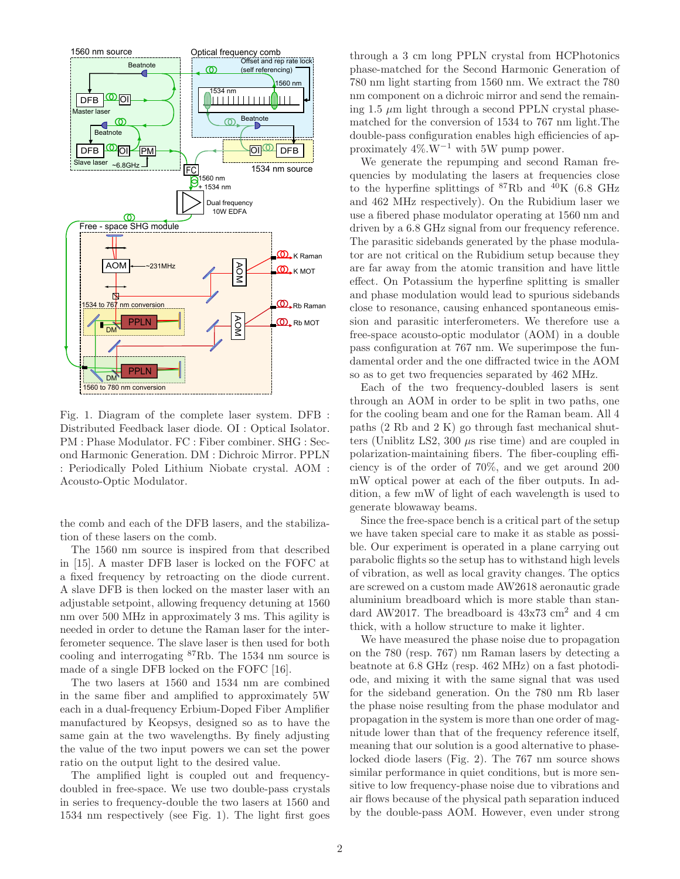Fig. 1. Diagram of the complete laser system. DFB : Distributed Feedback laser diode. OI : Optical Isolator. PM : Phase Modulator. FC : Fiber combiner. SHG : Second Harmonic Generation. DM : Dichroic Mirror. PPLN : Periodically Poled Lithium Niobate crystal. AOM : Acousto-Optic Modulator.

the comb and each of the DFB lasers, and the stabilization of these lasers on the comb.

The 1560 nm source is inspired from that described in [15]. A master DFB laser is locked on the FOFC at a fixed frequency by retroacting on the diode current. A slave DFB is then locked on the master laser with an adjustable setpoint, allowing frequency detuning at 1560 nm over 500 MHz in approximately 3 ms. This agility is needed in order to detune the Raman laser for the interferometer sequence. The slave laser is then used for both cooling and interrogating $^{87}$Rb. The 1534 nm source is made of a single DFB locked on the FOFC [16].

The two lasers at 1560 and 1534 nm are combined in the same fiber and amplified to approximately 5W each in a dual-frequency Erbium-Doped Fiber Amplifier manufactured by Keopsys, designed so as to have the same gain at the two wavelengths. By finely adjusting the value of the two input powers we can set the power ratio on the output light to the desired value.

The amplified light is coupled out and frequency-doubled in free-space. We use two double-pass crystals in series to frequency-double the two lasers at 1560 and 1534 nm respectively (see Fig. 1). The light first goes through a 3 cm long PPLN crystal from HCPhotonics phase-matched for the Second Harmonic Generation of 780 nm light starting from 1560 nm. We extract the 780 nm component on a dichroic mirror and send the remaining 1.5 $\mu$m light through a second PPLN crystal phase-matched for the conversion of 1534 to 767 nm light.The double-pass configuration enables high efficiencies of approximately 4%.W$^{-1}$ with 5W pump power.

We generate the repumping and second Raman frequencies by modulating the lasers at frequencies close to the hyperfine splittings of $^{87}$Rb and $^{40}$K (6.8 GHz and 462 MHz respectively). On the Rubidium laser we use a fibered phase modulator operating at 1560 nm and driven by a 6.8 GHz signal from our frequency reference. The parasitic sidebands generated by the phase modulator are not critical on the Rubidium setup because they are far away from the atomic transition and have little effect. On Potassium the hyperfine splitting is smaller and phase modulation would lead to spurious sidebands close to resonance, causing enhanced spontaneous emission and parasitic interferometers. We therefore use a free-space acousto-optic modulator (AOM) in a double pass configuration at 767 nm. We superimpose the fundamental order and the one diffracted twice in the AOM so as to get two frequencies separated by 462 MHz.

Each of the two frequency-doubled lasers is sent through an AOM in order to be split in two paths, one for the cooling beam and one for the Raman beam. All 4 paths (2 Rb and 2 K) go through fast mechanical shutters (Uniblitz LS2, 300 $\mu$s rise time) and are coupled in polarization-maintaining fibers. The fiber-coupling efficiency is of the order of 70%, and we get around 200 mW optical power at each of the fiber outputs. In addition, a few mW of light of each wavelength is used to generate blowaway beams.

Since the free-space bench is a critical part of the setup we have taken special care to make it as stable as possible. Our experiment is operated in a plane carrying out parabolic flights so the setup has to withstand high levels of vibration, as well as local gravity changes. The optics are screwed on a custom made AW2618 aeronautic grade aluminium breadboard which is more stable than standard AW2017. The breadboard is 43x73 cm$^2$ and 4 cm thick, with a hollow structure to make it lighter.

We have measured the phase noise due to propagation on the 780 (resp. 767) nm Raman lasers by detecting a beatnote at 6.8 GHz (resp. 462 MHz) on a fast photodiode, and mixing it with the same signal that was used for the sideband generation. On the 780 nm Rb laser the phase noise resulting from the phase modulator and propagation in the system is more than one order of magnitude lower than that of the frequency reference itself, meaning that our solution is a good alternative to phase-locked diode lasers (Fig. 2). The 767 nm source shows similar performance in quiet conditions, but is more sensitive to low frequency-phase noise due to vibrations and air flows because of the physical path separation induced by the double-pass AOM. However, even under strong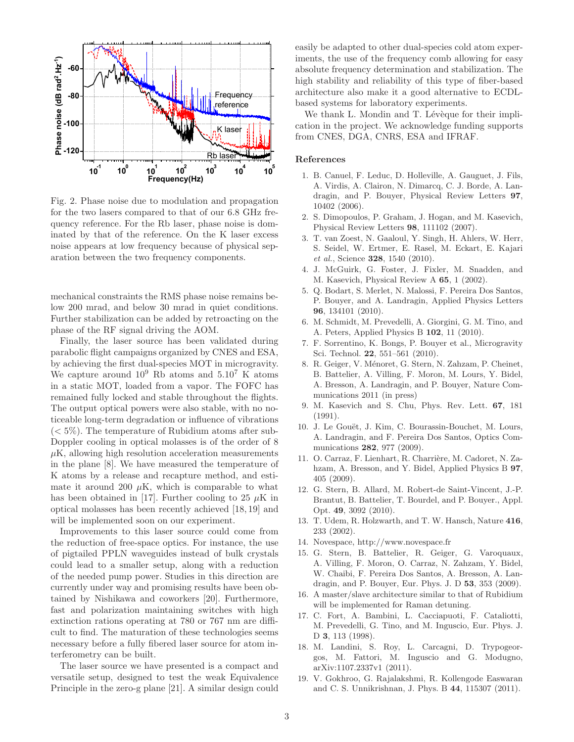Fig. 2. Phase noise due to modulation and propagation for the two lasers compared to that of our 6.8 GHz frequency reference. For the Rb laser, phase noise is dominated by that of the reference. On the K laser excess noise appears at low frequency because of physical separation between the two frequency components.

mechanical constraints the RMS phase noise remains below 200 mrad, and below 30 mrad in quiet conditions. Further stabilization can be added by retroacting on the phase of the RF signal driving the AOM.

Finally, the laser source has been validated during parabolic flight campaigns organized by CNES and ESA, by achieving the first dual-species MOT in microgravity. We capture around $10^9$ Rb atoms and $5.10^7$ K atoms in a static MOT, loaded from a vapor. The FOFC has remained fully locked and stable throughout the flights. The output optical powers were also stable, with no noticeable long-term degradation or influence of vibrations ($< 5\%$). The temperature of Rubidium atoms after sub-Doppler cooling in optical molasses is of the order of 8 $\mu$K, allowing high resolution acceleration measurements in the plane [8]. We have measured the temperature of K atoms by a release and recapture method, and estimate it around 200 $\mu$K, which is comparable to what has been obtained in [17]. Further cooling to 25 $\mu$K in optical molasses has been recently achieved [18, 19] and will be implemented soon on our experiment.

Improvements to this laser source could come from the reduction of free-space optics. For instance, the use of pigtailed PPLN waveguides instead of bulk crystals could lead to a smaller setup, along with a reduction of the needed pump power. Studies in this direction are currently under way and promising results have been obtained by Nishikawa and coworkers [20]. Furthermore, fast and polarization maintaining switches with high extinction rations operating at 780 or 767 nm are difficult to find. The maturation of these technologies seems necessary before a fully fibered laser source for atom interferometry can be built.

The laser source we have presented is a compact and versatile setup, designed to test the weak Equivalence Principle in the zero-g plane [21]. A similar design could easily be adapted to other dual-species cold atom experiments, the use of the frequency comb allowing for easy absolute frequency determination and stabilization. The high stability and reliability of this type of fiber-based architecture also make it a good alternative to ECDL-based systems for laboratory experiments.

We thank L. Mondin and T. Lévèque for their implication in the project. We acknowledge funding supports from CNES, DGA, CNRS, ESA and IFRAF.

## References

1. B. Canuel, F. Leduc, D. Holleville, A. Gauguet, J. Fils, A. Virdis, A. Clairon, N. Dimarcq, C. J. Borde, A. Landragin, and P. Bouyer, Physical Review Letters **97**, 10402 (2006).
2. S. Dimopoulos, P. Graham, J. Hogan, and M. Kasevich, Physical Review Letters **98**, 111102 (2007).
3. T. van Zoest, N. Gaaloul, Y. Singh, H. Ahlers, W. Herr, S. Seidel, W. Ertmer, E. Rasel, M. Eckart, E. Kajari *et al.*, Science **328**, 1540 (2010).
4. J. McGuirk, G. Foster, J. Fixler, M. Snadden, and M. Kasevich, Physical Review A **65**, 1 (2002).
5. Q. Bodart, S. Merlet, N. Malossi, F. Pereira Dos Santos, P. Bouyer, and A. Landragin, Applied Physics Letters **96**, 134101 (2010).
6. M. Schmidt, M. Prevedelli, A. Giorgini, G. M. Tino, and A. Peters, Applied Physics B **102**, 11 (2010).
7. F. Sorrentino, K. Bongs, P. Bouyer et al., Microgravity Sci. Technol. **22**, 551–561 (2010).
8. R. Geiger, V. Ménoret, G. Stern, N. Zahzam, P. Cheinet, B. Battelier, A. Villing, F. Moron, M. Lours, Y. Bidel, A. Bresson, A. Landragin, and P. Bouyer, Nature Communications 2011 (in press)
9. M. Kasevich and S. Chu, Phys. Rev. Lett. **67**, 181 (1991).
10. J. Le Gouët, J. Kim, C. Bourassin-Bouchet, M. Lours, A. Landragin, and F. Pereira Dos Santos, Optics Communications **282**, 977 (2009).
11. O. Carraz, F. Lienhart, R. Charrière, M. Cadoret, N. Zahzam, A. Bresson, and Y. Bidel, Applied Physics B **97**, 405 (2009).
12. G. Stern, B. Allard, M. Robert-de Saint-Vincent, J.-P. Brantut, B. Battelier, T. Bourdel, and P. Bouyer., Appl. Opt. **49**, 3092 (2010).
13. T. Udem, R. Holzwarth, and T. W. Hansch, Nature **416**, 233 (2002).
14. Novespace, http://www.novespace.fr
15. G. Stern, B. Battelier, R. Geiger, G. Varoquaux, A. Villing, F. Moron, O. Carraz, N. Zahzam, Y. Bidel, W. Chaibi, F. Pereira Dos Santos, A. Bresson, A. Landragin, and P. Bouyer, Eur. Phys. J. D **53**, 353 (2009).
16. A master/slave architecture similar to that of Rubidium will be implemented for Raman detuning.
17. C. Fort, A. Bambini, L. Cacciapuoti, F. Cataliotti, M. Prevedelli, G. Tino, and M. Inguscio, Eur. Phys. J. D **3**, 113 (1998).
18. M. Landini, S. Roy, L. Carcagni, D. Trypogeorgos, M. Fattori, M. Inguscio and G. Modugno, arXiv:1107.2337v1 (2011).
19. V. Gokhroo, G. Rajalakshmi, R. Kollengode Easwaran and C. S. Unnikrishnan, J. Phys. B **44**, 115307 (2011).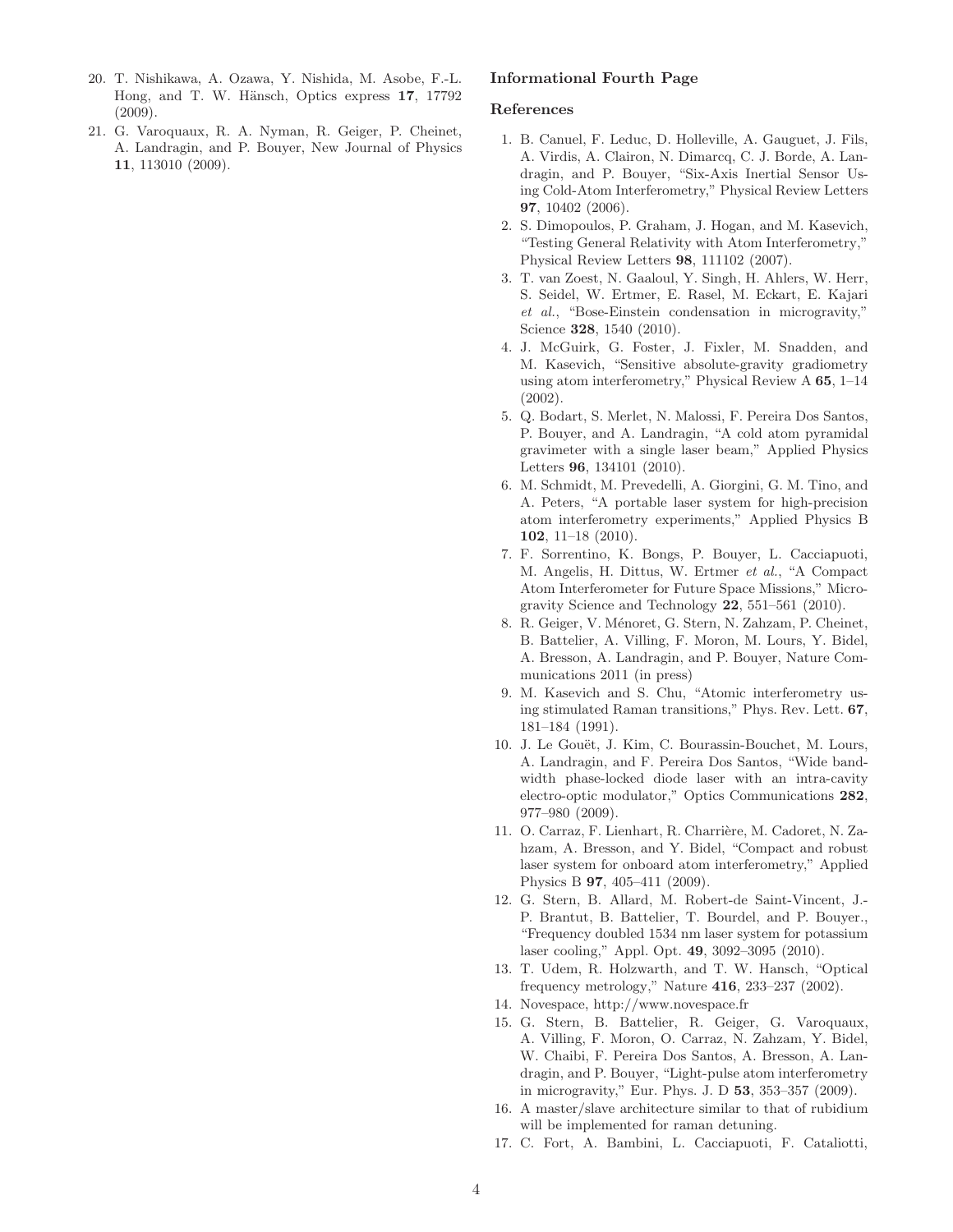20. T. Nishikawa, A. Ozawa, Y. Nishida, M. Asobe, F.-L. Hong, and T. W. Hänsch, Optics express **17**, 17792 (2009).
21. G. Varoquaux, R. A. Nyman, R. Geiger, P. Cheinet, A. Landragin, and P. Bouyer, New Journal of Physics **11**, 113010 (2009).

## Informational Fourth Page

### References

1. B. Canuel, F. Leduc, D. Holleville, A. Gauguet, J. Fils, A. Virdis, A. Clairon, N. Dimarcq, C. J. Borde, A. Landragin, and P. Bouyer, "Six-Axis Inertial Sensor Using Cold-Atom Interferometry," Physical Review Letters **97**, 10402 (2006).
2. S. Dimopoulos, P. Graham, J. Hogan, and M. Kasevich, "Testing General Relativity with Atom Interferometry," Physical Review Letters **98**, 111102 (2007).
3. T. van Zoest, N. Gaaloul, Y. Singh, H. Ahlers, W. Herr, S. Seidel, W. Ertmer, E. Rasel, M. Eckart, E. Kajari *et al.*, "Bose-Einstein condensation in microgravity," Science **328**, 1540 (2010).
4. J. McGuirk, G. Foster, J. Fixler, M. Snadden, and M. Kasevich, "Sensitive absolute-gravity gradiometry using atom interferometry," Physical Review A **65**, 1–14 (2002).
5. Q. Bodart, S. Merlet, N. Malossi, F. Pereira Dos Santos, P. Bouyer, and A. Landragin, "A cold atom pyramidal gravimeter with a single laser beam," Applied Physics Letters **96**, 134101 (2010).
6. M. Schmidt, M. Prevedelli, A. Giorgini, G. M. Tino, and A. Peters, "A portable laser system for high-precision atom interferometry experiments," Applied Physics B **102**, 11–18 (2010).
7. F. Sorrentino, K. Bongs, P. Bouyer, L. Cacciapuoti, M. Angelis, H. Dittus, W. Ertmer *et al.*, "A Compact Atom Interferometer for Future Space Missions," Microgravity Science and Technology **22**, 551–561 (2010).
8. R. Geiger, V. Ménoret, G. Stern, N. Zahzam, P. Cheinet, B. Battelier, A. Villing, F. Moron, M. Lours, Y. Bidel, A. Bresson, A. Landragin, and P. Bouyer, Nature Communications 2011 (in press)
9. M. Kasevich and S. Chu, "Atomic interferometry using stimulated Raman transitions," Phys. Rev. Lett. **67**, 181–184 (1991).
10. J. Le Gouët, J. Kim, C. Bourassin-Bouchet, M. Lours, A. Landragin, and F. Pereira Dos Santos, "Wide bandwidth phase-locked diode laser with an intra-cavity electro-optic modulator," Optics Communications **282**, 977–980 (2009).
11. O. Carraz, F. Lienhart, R. Charrière, M. Cadoret, N. Zahzam, A. Bresson, and Y. Bidel, "Compact and robust laser system for onboard atom interferometry," Applied Physics B **97**, 405–411 (2009).
12. G. Stern, B. Allard, M. Robert-de Saint-Vincent, J.-P. Brantut, B. Battelier, T. Bourdel, and P. Bouyer., "Frequency doubled 1534 nm laser system for potassium laser cooling," Appl. Opt. **49**, 3092–3095 (2010).
13. T. Udem, R. Holzwarth, and T. W. Hansch, "Optical frequency metrology," Nature **416**, 233–237 (2002).
14. Novespace, http://www.novespace.fr
15. G. Stern, B. Battelier, R. Geiger, G. Varoquaux, A. Villing, F. Moron, O. Carraz, N. Zahzam, Y. Bidel, W. Chaibi, F. Pereira Dos Santos, A. Bresson, A. Landragin, and P. Bouyer, "Light-pulse atom interferometry in microgravity," Eur. Phys. J. D **53**, 353–357 (2009).
16. A master/slave architecture similar to that of rubidium will be implemented for raman detuning.
17. C. Fort, A. Bambini, L. Cacciapuoti, F. Cataliotti,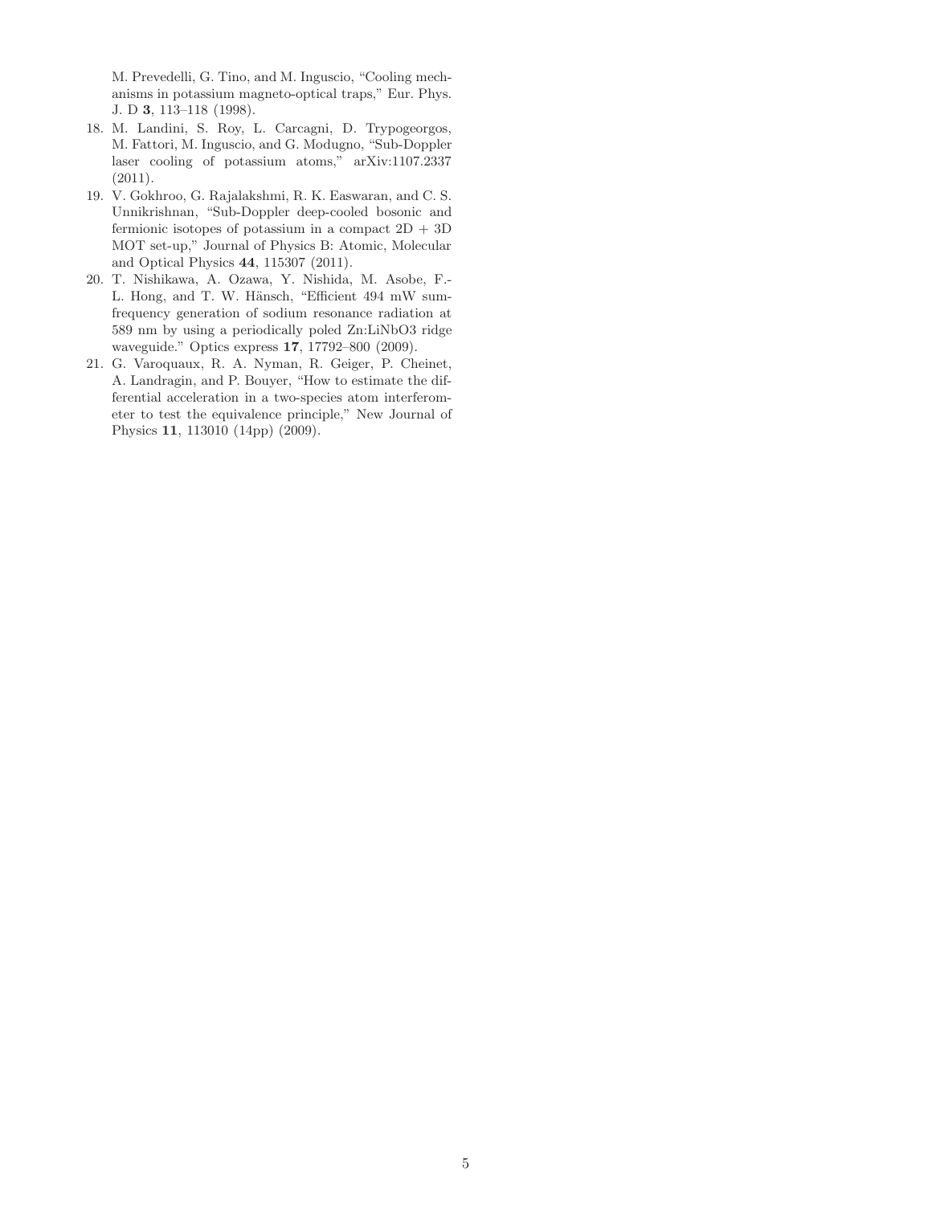M. Prevedelli, G. Tino, and M. Inguscio, "Cooling mechanisms in potassium magneto-optical traps," Eur. Phys. J. D **3**, 113–118 (1998).

18. M. Landini, S. Roy, L. Carcagni, D. Trypogeorgos, M. Fattori, M. Inguscio, and G. Modugno, "Sub-Doppler laser cooling of potassium atoms," arXiv:1107.2337 (2011).
19. V. Gokhroo, G. Rajalakshmi, R. K. Easwaran, and C. S. Unnikrishnan, "Sub-Doppler deep-cooled bosonic and fermionic isotopes of potassium in a compact 2D + 3D MOT set-up," Journal of Physics B: Atomic, Molecular and Optical Physics **44**, 115307 (2011).
20. T. Nishikawa, A. Ozawa, Y. Nishida, M. Asobe, F.-L. Hong, and T. W. Hänsch, "Efficient 494 mW sum-frequency generation of sodium resonance radiation at 589 nm by using a periodically poled Zn:LiNbO3 ridge waveguide." Optics express **17**, 17792–800 (2009).
21. G. Varoquaux, R. A. Nyman, R. Geiger, P. Cheinet, A. Landragin, and P. Bouyer, "How to estimate the differential acceleration in a two-species atom interferometer to test the equivalence principle," New Journal of Physics **11**, 113010 (14pp) (2009).